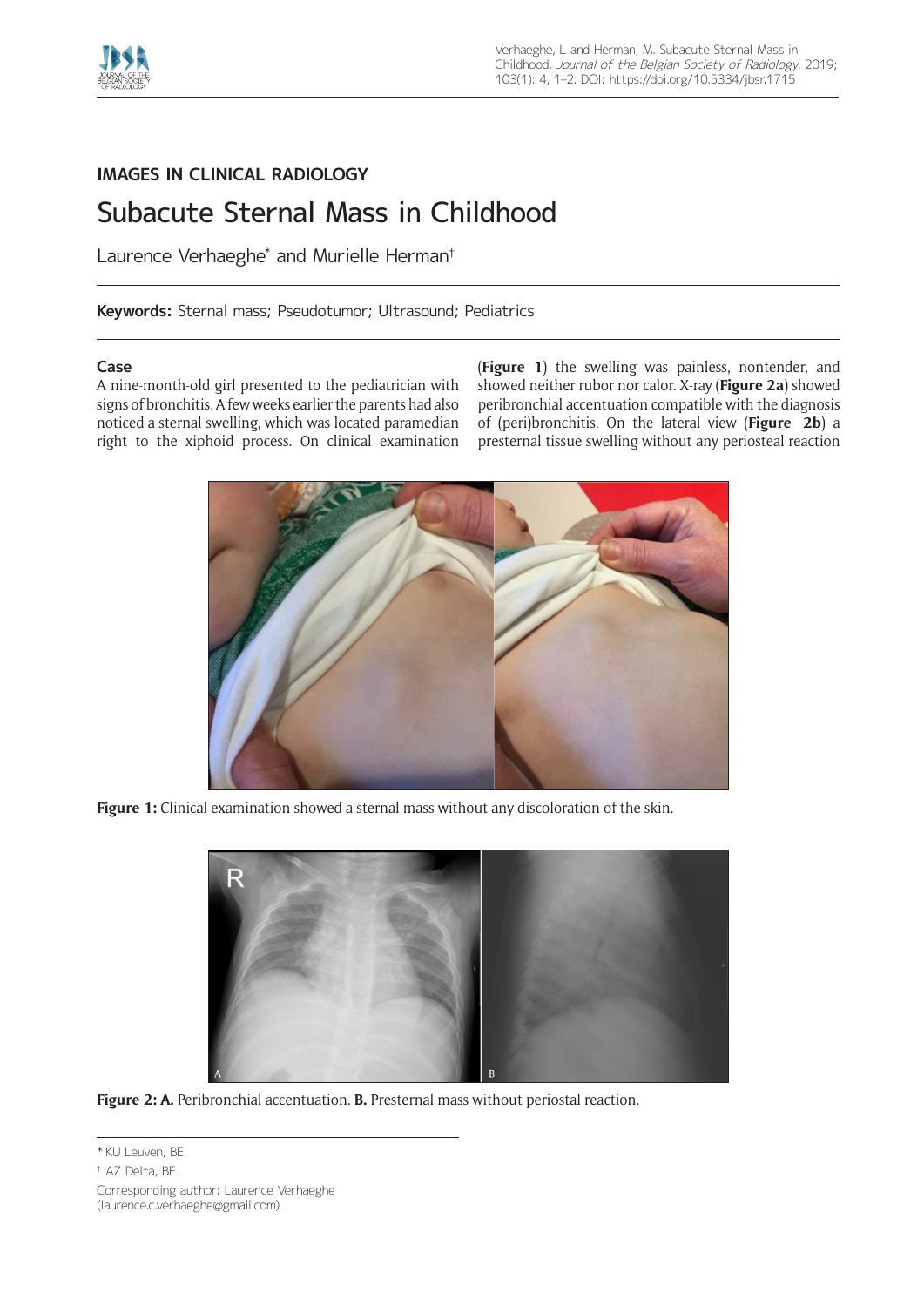**IMAGES IN CLINICAL RADIOLOGY**

# Subacute Sternal Mass in Childhood

Laurence Verhaeghe* and Murielle Herman†

**Keywords:** Sternal mass; Pseudotumor; Ultrasound; Pediatrics

## Case

A nine-month-old girl presented to the pediatrician with signs of bronchitis. A few weeks earlier the parents had also noticed a sternal swelling, which was located paramedian right to the xiphoid process. On clinical examination (**Figure 1**) the swelling was painless, nontender, and showed neither rubor nor calor. X-ray (**Figure 2a**) showed peribronchial accentuation compatible with the diagnosis of (peri)bronchitis. On the lateral view (**Figure 2b**) a presternal tissue swelling without any periosteal reaction

**Figure 1:** Clinical examination showed a sternal mass without any discoloration of the skin.

**Figure 2: A.** Peribronchial accentuation. **B.** Presternal mass without periostal reaction.

* KU Leuven, BE

† AZ Delta, BE

Corresponding author: Laurence Verhaeghe (laurence.c.verhaeghe@gmail.com)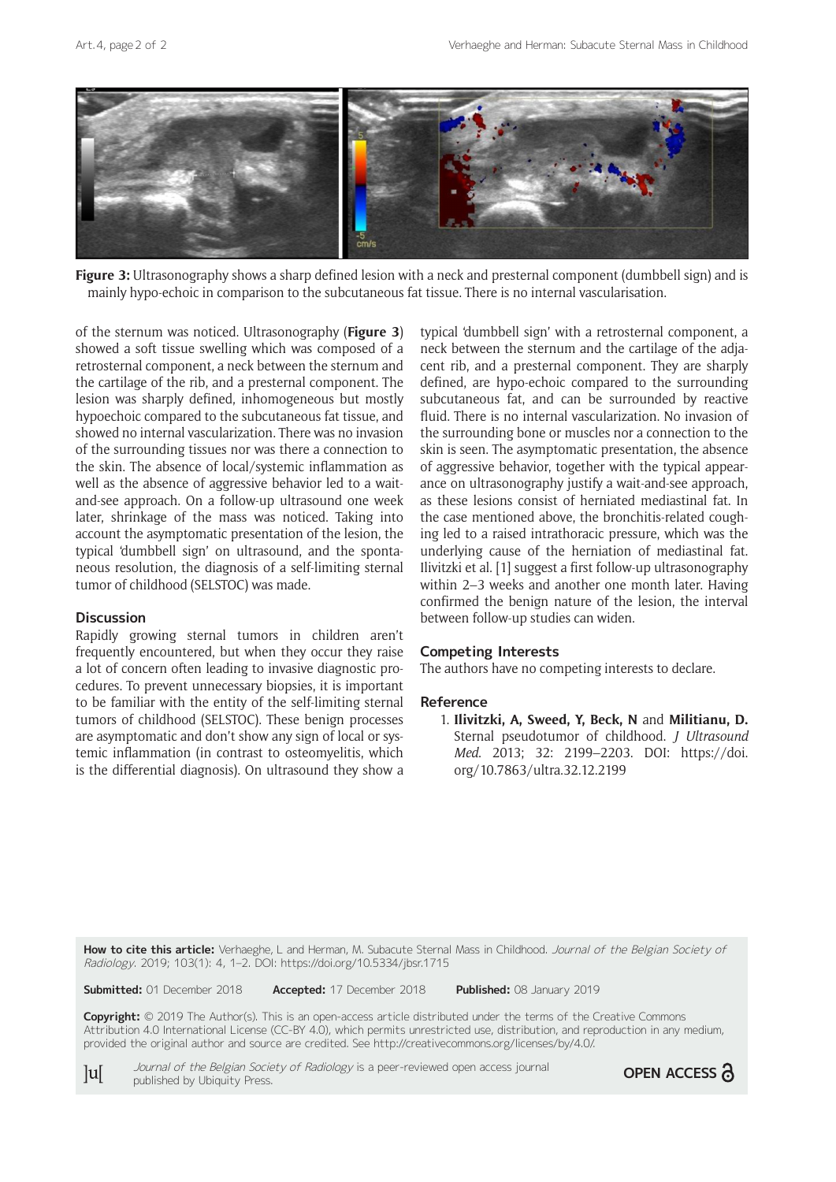**Figure 3:** Ultrasonography shows a sharp defined lesion with a neck and presternal component (dumbbell sign) and is mainly hypo-echoic in comparison to the subcutaneous fat tissue. There is no internal vascularisation.

of the sternum was noticed. Ultrasonography (**Figure 3**) showed a soft tissue swelling which was composed of a retrosternal component, a neck between the sternum and the cartilage of the rib, and a presternal component. The lesion was sharply defined, inhomogeneous but mostly hypoechoic compared to the subcutaneous fat tissue, and showed no internal vascularization. There was no invasion of the surrounding tissues nor was there a connection to the skin. The absence of local/systemic inflammation as well as the absence of aggressive behavior led to a wait-and-see approach. On a follow-up ultrasound one week later, shrinkage of the mass was noticed. Taking into account the asymptomatic presentation of the lesion, the typical 'dumbbell sign' on ultrasound, and the spontaneous resolution, the diagnosis of a self-limiting sternal tumor of childhood (SELSTOC) was made.

## Discussion

Rapidly growing sternal tumors in children aren't frequently encountered, but when they occur they raise a lot of concern often leading to invasive diagnostic procedures. To prevent unnecessary biopsies, it is important to be familiar with the entity of the self-limiting sternal tumors of childhood (SELSTOC). These benign processes are asymptomatic and don't show any sign of local or systemic inflammation (in contrast to osteomyelitis, which is the differential diagnosis). On ultrasound they show a typical 'dumbbell sign' with a retrosternal component, a neck between the sternum and the cartilage of the adjacent rib, and a presternal component. They are sharply defined, are hypo-echoic compared to the surrounding subcutaneous fat, and can be surrounded by reactive fluid. There is no internal vascularization. No invasion of the surrounding bone or muscles nor a connection to the skin is seen. The asymptomatic presentation, the absence of aggressive behavior, together with the typical appearance on ultrasonography justify a wait-and-see approach, as these lesions consist of herniated mediastinal fat. In the case mentioned above, the bronchitis-related coughing led to a raised intrathoracic pressure, which was the underlying cause of the herniation of mediastinal fat. Ilivitzki et al. [1] suggest a first follow-up ultrasonography within 2–3 weeks and another one month later. Having confirmed the benign nature of the lesion, the interval between follow-up studies can widen.

## Competing Interests

The authors have no competing interests to declare.

## Reference

1. **Ilivitzki, A, Sweed, Y, Beck, N** and **Militianu, D.** Sternal pseudotumor of childhood. *J Ultrasound Med*. 2013; 32: 2199–2203. DOI: https://doi.org/10.7863/ultra.32.12.2199

**How to cite this article:** Verhaeghe, L and Herman, M. Subacute Sternal Mass in Childhood. *Journal of the Belgian Society of Radiology*. 2019; 103(1): 4, 1–2. DOI: https://doi.org/10.5334/jbsr.1715

**Submitted:** 01 December 2018 **Accepted:** 17 December 2018 **Published:** 08 January 2019

**Copyright:** © 2019 The Author(s). This is an open-access article distributed under the terms of the Creative Commons Attribution 4.0 International License (CC-BY 4.0), which permits unrestricted use, distribution, and reproduction in any medium, provided the original author and source are credited. See http://creativecommons.org/licenses/by/4.0/.

*Journal of the Belgian Society of Radiology* is a peer-reviewed open access journal published by Ubiquity Press.

OPEN ACCESS